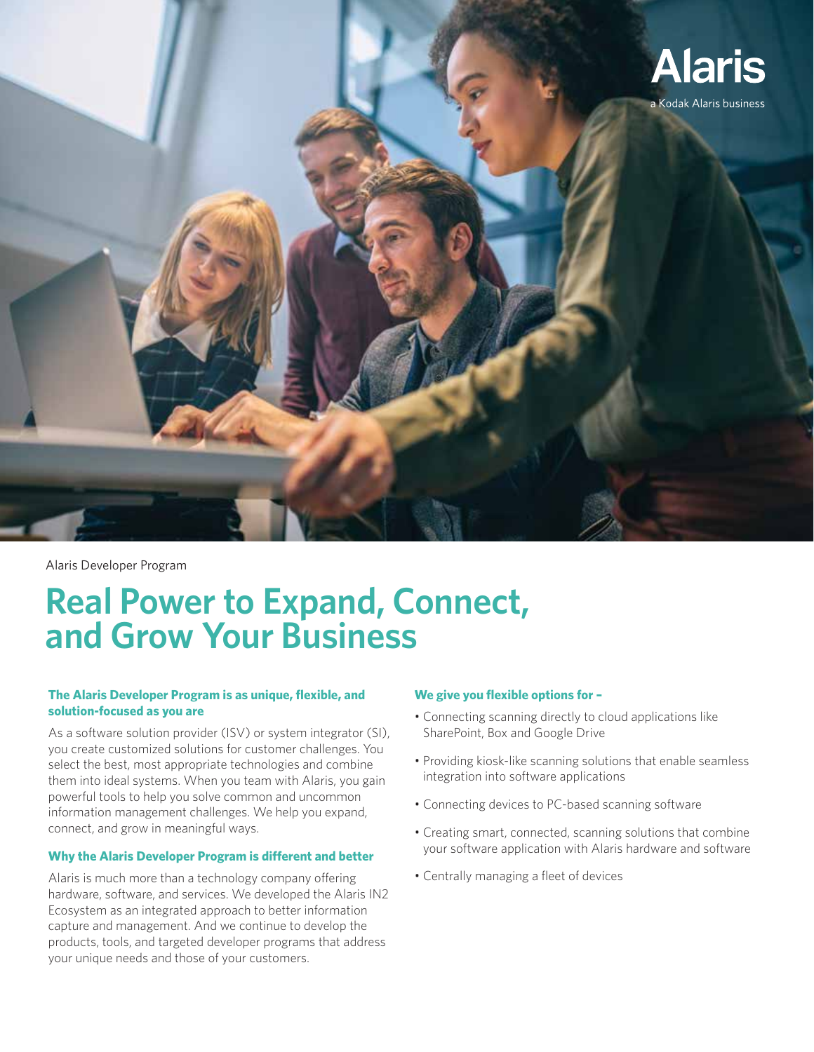Alaris
a Kodak Alaris business

Alaris Developer Program

# Real Power to Expand, Connect, and Grow Your Business

### The Alaris Developer Program is as unique, flexible, and solution-focused as you are

As a software solution provider (ISV) or system integrator (SI), you create customized solutions for customer challenges. You select the best, most appropriate technologies and combine them into ideal systems. When you team with Alaris, you gain powerful tools to help you solve common and uncommon information management challenges. We help you expand, connect, and grow in meaningful ways.

### Why the Alaris Developer Program is different and better

Alaris is much more than a technology company offering hardware, software, and services. We developed the Alaris IN2 Ecosystem as an integrated approach to better information capture and management. And we continue to develop the products, tools, and targeted developer programs that address your unique needs and those of your customers.

### We give you flexible options for –

- Connecting scanning directly to cloud applications like SharePoint, Box and Google Drive
- Providing kiosk-like scanning solutions that enable seamless integration into software applications
- Connecting devices to PC-based scanning software
- Creating smart, connected, scanning solutions that combine your software application with Alaris hardware and software
- Centrally managing a fleet of devices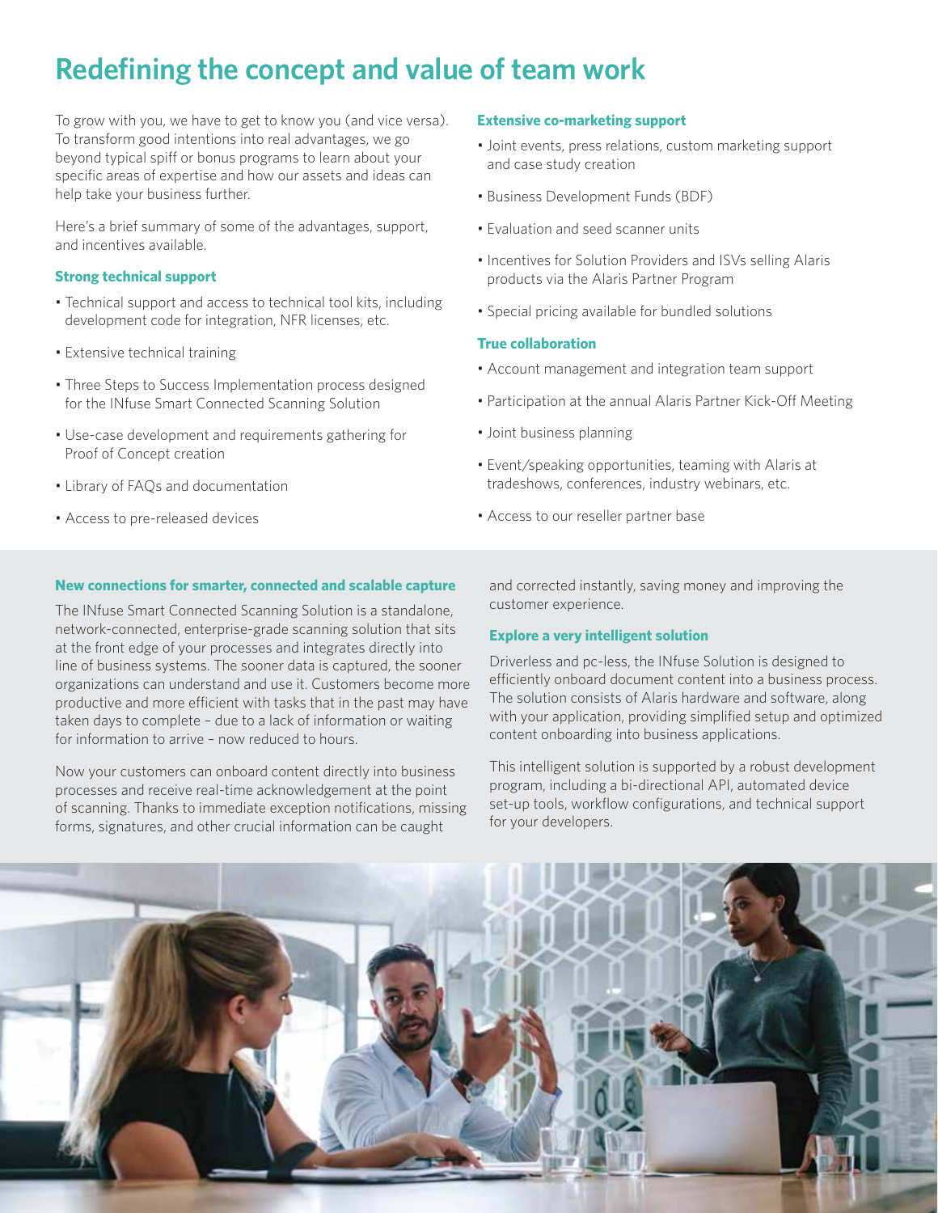# Redefining the concept and value of team work

To grow with you, we have to get to know you (and vice versa). To transform good intentions into real advantages, we go beyond typical spiff or bonus programs to learn about your specific areas of expertise and how our assets and ideas can help take your business further.

Here's a brief summary of some of the advantages, support, and incentives available.

### Strong technical support

- Technical support and access to technical tool kits, including development code for integration, NFR licenses, etc.
- Extensive technical training
- Three Steps to Success Implementation process designed for the INfuse Smart Connected Scanning Solution
- Use-case development and requirements gathering for Proof of Concept creation
- Library of FAQs and documentation
- Access to pre-released devices

### Extensive co-marketing support

- Joint events, press relations, custom marketing support and case study creation
- Business Development Funds (BDF)
- Evaluation and seed scanner units
- Incentives for Solution Providers and ISVs selling Alaris products via the Alaris Partner Program
- Special pricing available for bundled solutions

### True collaboration

- Account management and integration team support
- Participation at the annual Alaris Partner Kick-Off Meeting
- Joint business planning
- Event/speaking opportunities, teaming with Alaris at tradeshows, conferences, industry webinars, etc.
- Access to our reseller partner base

### New connections for smarter, connected and scalable capture

The INfuse Smart Connected Scanning Solution is a standalone, network-connected, enterprise-grade scanning solution that sits at the front edge of your processes and integrates directly into line of business systems. The sooner data is captured, the sooner organizations can understand and use it. Customers become more productive and more efficient with tasks that in the past may have taken days to complete – due to a lack of information or waiting for information to arrive – now reduced to hours.

Now your customers can onboard content directly into business processes and receive real-time acknowledgement at the point of scanning. Thanks to immediate exception notifications, missing forms, signatures, and other crucial information can be caught and corrected instantly, saving money and improving the customer experience.

### Explore a very intelligent solution

Driverless and pc-less, the INfuse Solution is designed to efficiently onboard document content into a business process. The solution consists of Alaris hardware and software, along with your application, providing simplified setup and optimized content onboarding into business applications.

This intelligent solution is supported by a robust development program, including a bi-directional API, automated device set-up tools, workflow configurations, and technical support for your developers.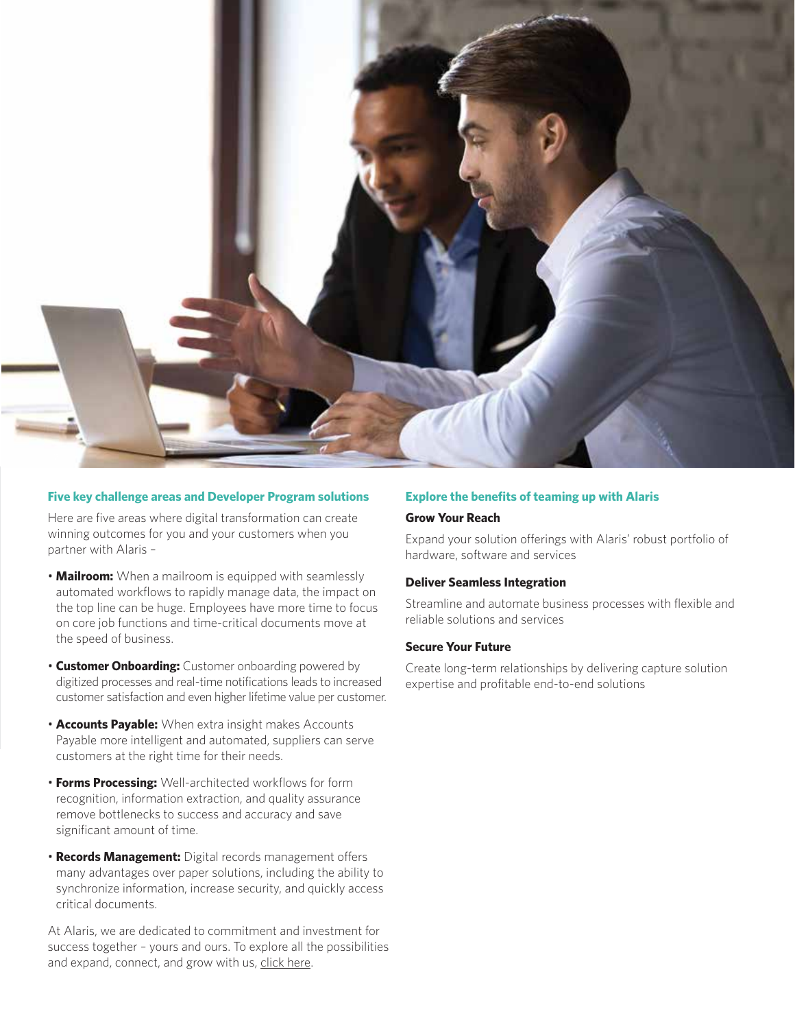## Five key challenge areas and Developer Program solutions

Here are five areas where digital transformation can create winning outcomes for you and your customers when you partner with Alaris –

- **Mailroom:** When a mailroom is equipped with seamlessly automated workflows to rapidly manage data, the impact on the top line can be huge. Employees have more time to focus on core job functions and time-critical documents move at the speed of business.
- **Customer Onboarding:** Customer onboarding powered by digitized processes and real-time notifications leads to increased customer satisfaction and even higher lifetime value per customer.
- **Accounts Payable:** When extra insight makes Accounts Payable more intelligent and automated, suppliers can serve customers at the right time for their needs.
- **Forms Processing:** Well-architected workflows for form recognition, information extraction, and quality assurance remove bottlenecks to success and accuracy and save significant amount of time.
- **Records Management:** Digital records management offers many advantages over paper solutions, including the ability to synchronize information, increase security, and quickly access critical documents.

At Alaris, we are dedicated to commitment and investment for success together – yours and ours. To explore all the possibilities and expand, connect, and grow with us, click here.

## Explore the benefits of teaming up with Alaris

### Grow Your Reach

Expand your solution offerings with Alaris' robust portfolio of hardware, software and services

### Deliver Seamless Integration

Streamline and automate business processes with flexible and reliable solutions and services

### Secure Your Future

Create long-term relationships by delivering capture solution expertise and profitable end-to-end solutions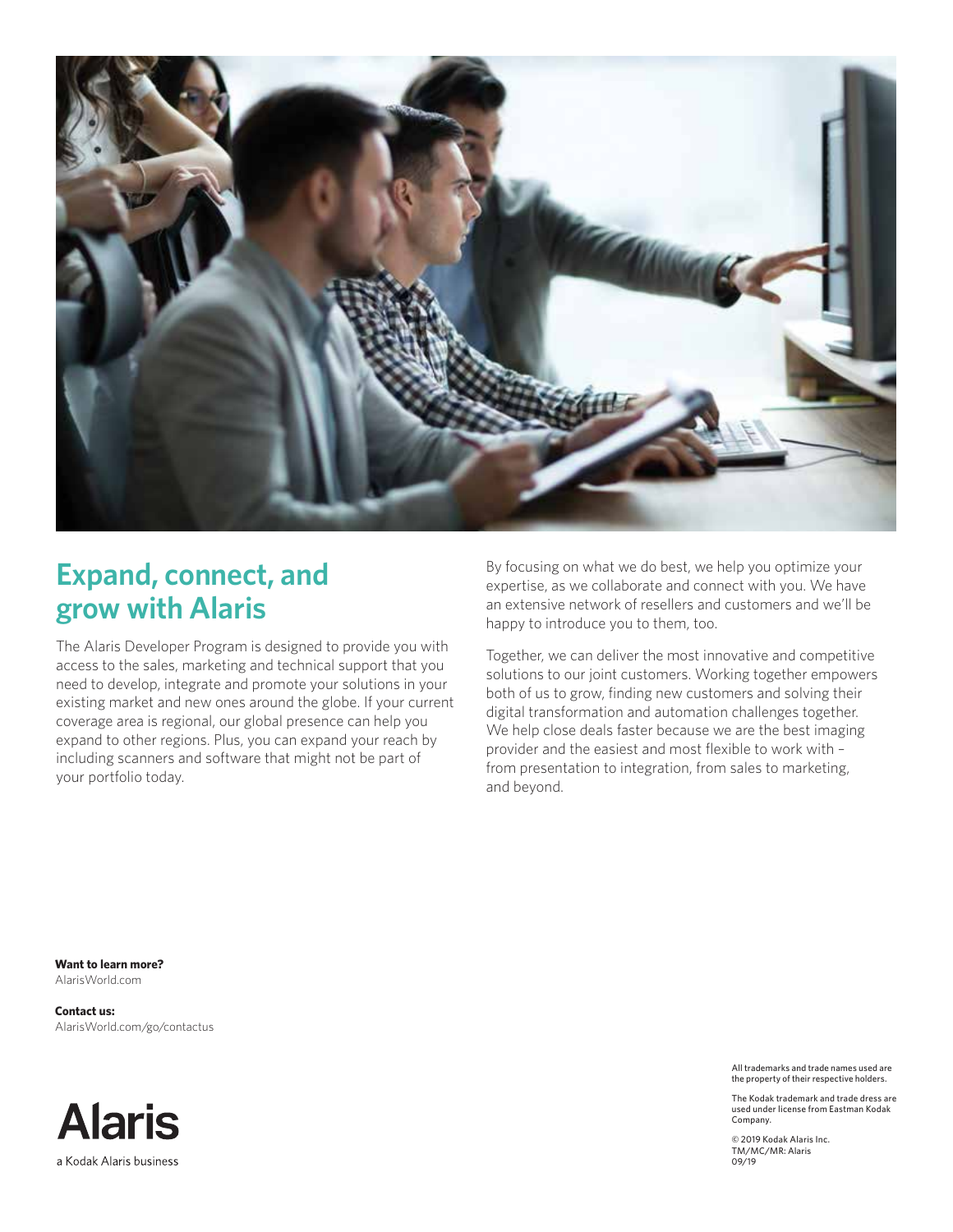## Expand, connect, and grow with Alaris

The Alaris Developer Program is designed to provide you with access to the sales, marketing and technical support that you need to develop, integrate and promote your solutions in your existing market and new ones around the globe. If your current coverage area is regional, our global presence can help you expand to other regions. Plus, you can expand your reach by including scanners and software that might not be part of your portfolio today.

By focusing on what we do best, we help you optimize your expertise, as we collaborate and connect with you. We have an extensive network of resellers and customers and we'll be happy to introduce you to them, too.

Together, we can deliver the most innovative and competitive solutions to our joint customers. Working together empowers both of us to grow, finding new customers and solving their digital transformation and automation challenges together. We help close deals faster because we are the best imaging provider and the easiest and most flexible to work with – from presentation to integration, from sales to marketing, and beyond.

**Want to learn more?**
AlarisWorld.com

**Contact us:**
AlarisWorld.com/go/contactus

Alaris
a Kodak Alaris business

All trademarks and trade names used are the property of their respective holders.

The Kodak trademark and trade dress are used under license from Eastman Kodak Company.

© 2019 Kodak Alaris Inc.
TM/MC/MR: Alaris
09/19